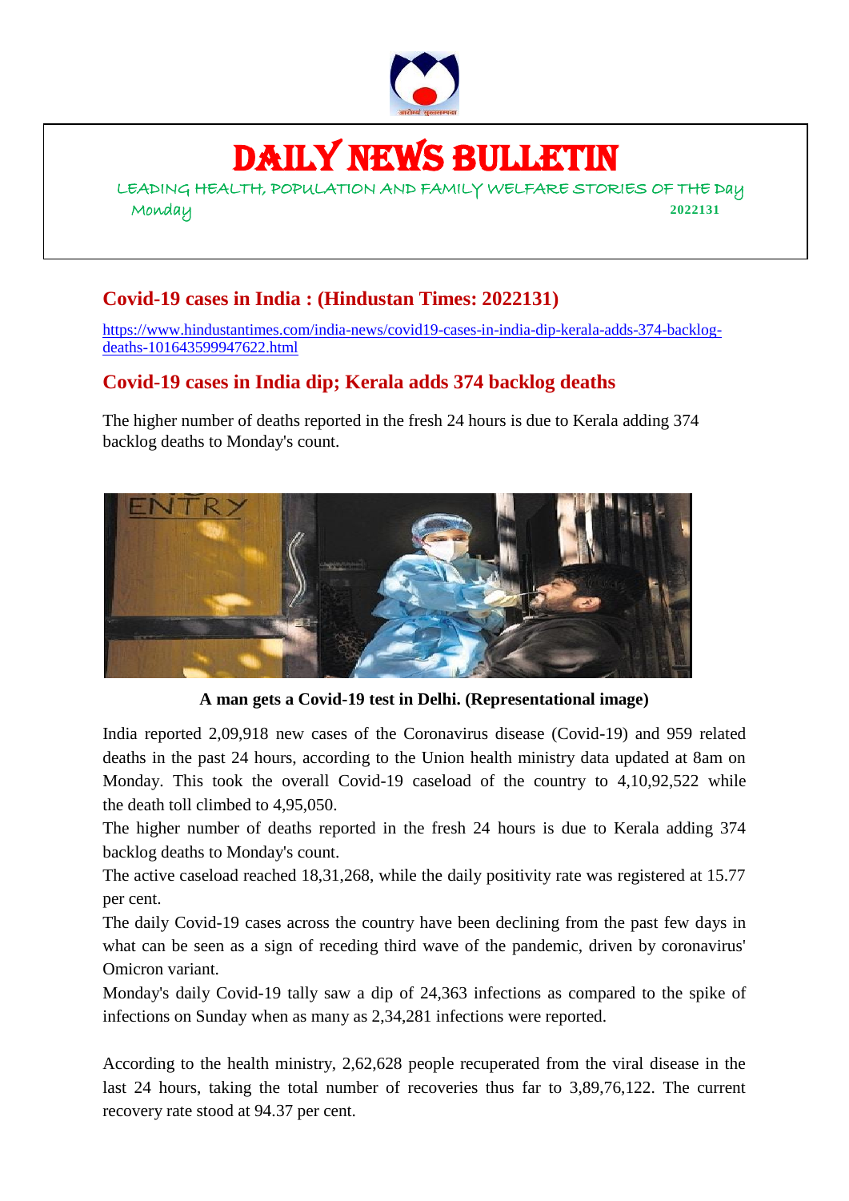# DAILY NEWS BULLETIN

LEADING HEALTH, POPULATION AND FAMILY WELFARE STORIES OF THE Day

Monday **2022131**

## Covid-19 cases in India : (Hindustan Times: 2022131)

https://www.hindustantimes.com/india-news/covid19-cases-in-india-dip-kerala-adds-374-backlog-deaths-101643599947622.html

## Covid-19 cases in India dip; Kerala adds 374 backlog deaths

The higher number of deaths reported in the fresh 24 hours is due to Kerala adding 374 backlog deaths to Monday's count.

**A man gets a Covid-19 test in Delhi. (Representational image)**

India reported 2,09,918 new cases of the Coronavirus disease (Covid-19) and 959 related deaths in the past 24 hours, according to the Union health ministry data updated at 8am on Monday. This took the overall Covid-19 caseload of the country to 4,10,92,522 while the death toll climbed to 4,95,050.

The higher number of deaths reported in the fresh 24 hours is due to Kerala adding 374 backlog deaths to Monday's count.

The active caseload reached 18,31,268, while the daily positivity rate was registered at 15.77 per cent.

The daily Covid-19 cases across the country have been declining from the past few days in what can be seen as a sign of receding third wave of the pandemic, driven by coronavirus' Omicron variant.

Monday's daily Covid-19 tally saw a dip of 24,363 infections as compared to the spike of infections on Sunday when as many as 2,34,281 infections were reported.

According to the health ministry, 2,62,628 people recuperated from the viral disease in the last 24 hours, taking the total number of recoveries thus far to 3,89,76,122. The current recovery rate stood at 94.37 per cent.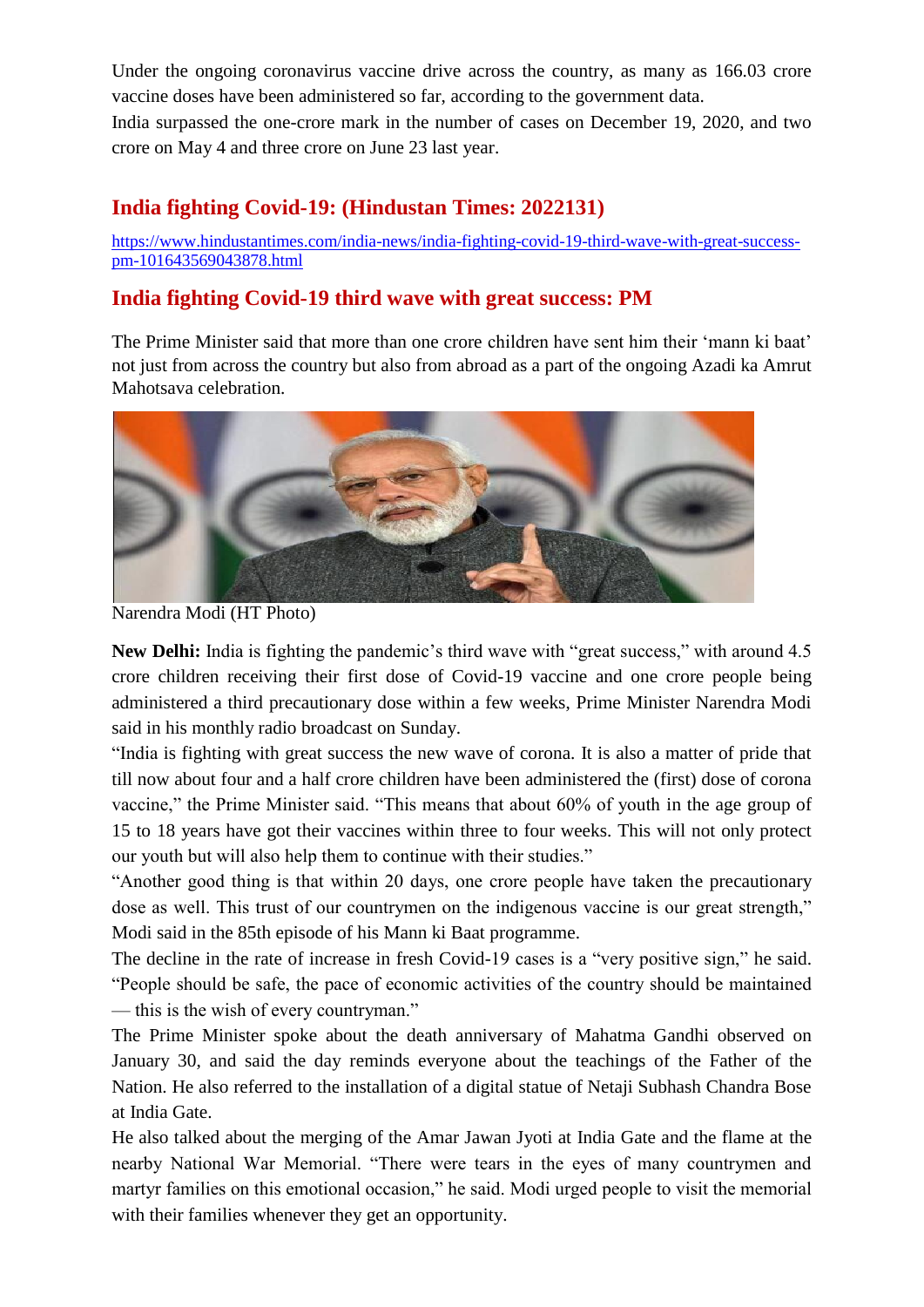Under the ongoing coronavirus vaccine drive across the country, as many as 166.03 crore vaccine doses have been administered so far, according to the government data.

India surpassed the one-crore mark in the number of cases on December 19, 2020, and two crore on May 4 and three crore on June 23 last year.

## India fighting Covid-19: (Hindustan Times: 2022131)

https://www.hindustantimes.com/india-news/india-fighting-covid-19-third-wave-with-great-success-pm-101643569043878.html

## India fighting Covid-19 third wave with great success: PM

The Prime Minister said that more than one crore children have sent him their 'mann ki baat' not just from across the country but also from abroad as a part of the ongoing Azadi ka Amrut Mahotsava celebration.

Narendra Modi (HT Photo)

**New Delhi:** India is fighting the pandemic's third wave with "great success," with around 4.5 crore children receiving their first dose of Covid-19 vaccine and one crore people being administered a third precautionary dose within a few weeks, Prime Minister Narendra Modi said in his monthly radio broadcast on Sunday.

"India is fighting with great success the new wave of corona. It is also a matter of pride that till now about four and a half crore children have been administered the (first) dose of corona vaccine," the Prime Minister said. "This means that about 60% of youth in the age group of 15 to 18 years have got their vaccines within three to four weeks. This will not only protect our youth but will also help them to continue with their studies."

"Another good thing is that within 20 days, one crore people have taken the precautionary dose as well. This trust of our countrymen on the indigenous vaccine is our great strength," Modi said in the 85th episode of his Mann ki Baat programme.

The decline in the rate of increase in fresh Covid-19 cases is a "very positive sign," he said. "People should be safe, the pace of economic activities of the country should be maintained — this is the wish of every countryman."

The Prime Minister spoke about the death anniversary of Mahatma Gandhi observed on January 30, and said the day reminds everyone about the teachings of the Father of the Nation. He also referred to the installation of a digital statue of Netaji Subhash Chandra Bose at India Gate.

He also talked about the merging of the Amar Jawan Jyoti at India Gate and the flame at the nearby National War Memorial. "There were tears in the eyes of many countrymen and martyr families on this emotional occasion," he said. Modi urged people to visit the memorial with their families whenever they get an opportunity.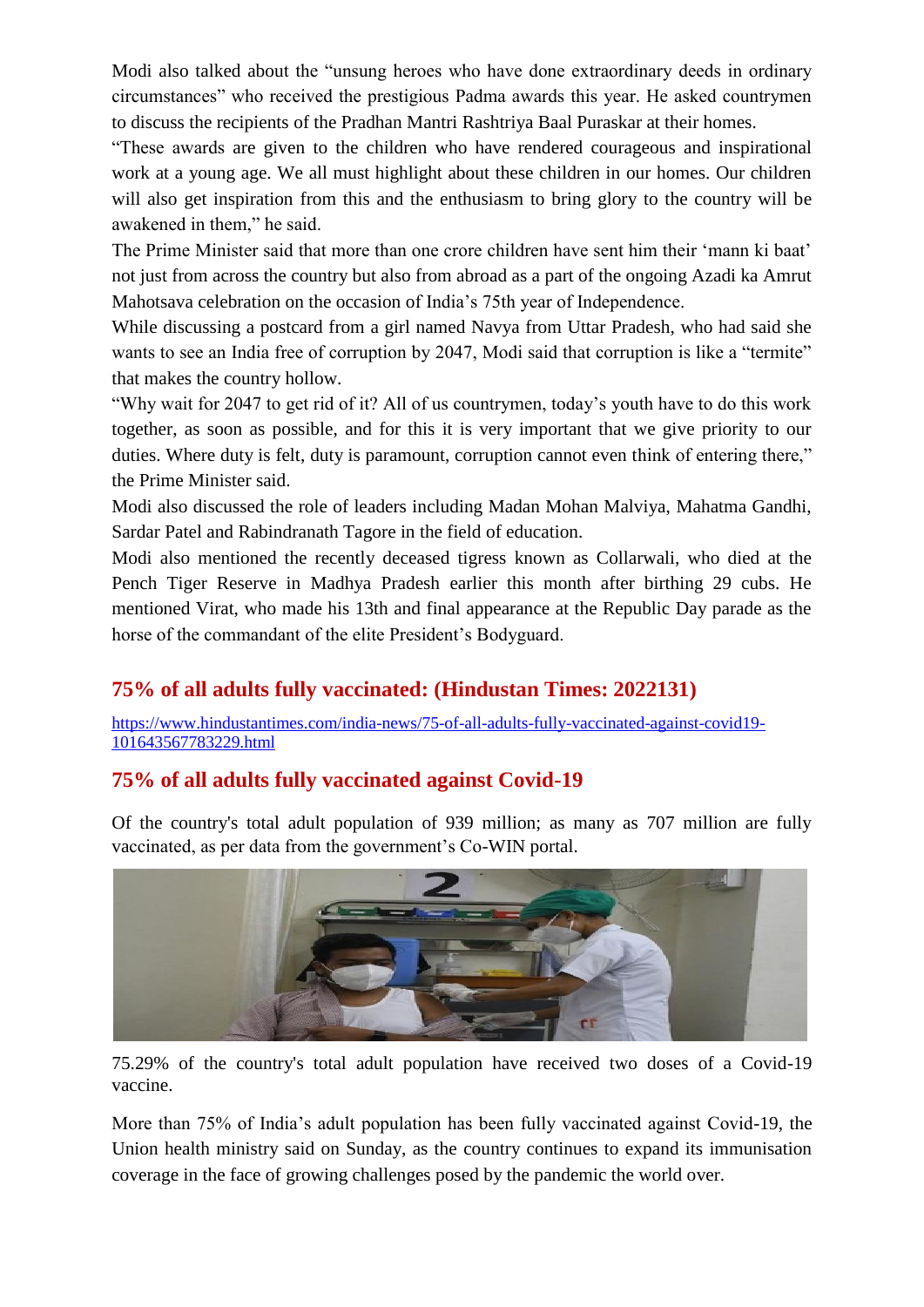Modi also talked about the "unsung heroes who have done extraordinary deeds in ordinary circumstances" who received the prestigious Padma awards this year. He asked countrymen to discuss the recipients of the Pradhan Mantri Rashtriya Baal Puraskar at their homes.

"These awards are given to the children who have rendered courageous and inspirational work at a young age. We all must highlight about these children in our homes. Our children will also get inspiration from this and the enthusiasm to bring glory to the country will be awakened in them," he said.

The Prime Minister said that more than one crore children have sent him their 'mann ki baat' not just from across the country but also from abroad as a part of the ongoing Azadi ka Amrut Mahotsava celebration on the occasion of India's 75th year of Independence.

While discussing a postcard from a girl named Navya from Uttar Pradesh, who had said she wants to see an India free of corruption by 2047, Modi said that corruption is like a "termite" that makes the country hollow.

"Why wait for 2047 to get rid of it? All of us countrymen, today's youth have to do this work together, as soon as possible, and for this it is very important that we give priority to our duties. Where duty is felt, duty is paramount, corruption cannot even think of entering there," the Prime Minister said.

Modi also discussed the role of leaders including Madan Mohan Malviya, Mahatma Gandhi, Sardar Patel and Rabindranath Tagore in the field of education.

Modi also mentioned the recently deceased tigress known as Collarwali, who died at the Pench Tiger Reserve in Madhya Pradesh earlier this month after birthing 29 cubs. He mentioned Virat, who made his 13th and final appearance at the Republic Day parade as the horse of the commandant of the elite President's Bodyguard.

## 75% of all adults fully vaccinated: (Hindustan Times: 2022131)

https://www.hindustantimes.com/india-news/75-of-all-adults-fully-vaccinated-against-covid19-101643567783229.html

## 75% of all adults fully vaccinated against Covid-19

Of the country's total adult population of 939 million; as many as 707 million are fully vaccinated, as per data from the government's Co-WIN portal.

75.29% of the country's total adult population have received two doses of a Covid-19 vaccine.

More than 75% of India's adult population has been fully vaccinated against Covid-19, the Union health ministry said on Sunday, as the country continues to expand its immunisation coverage in the face of growing challenges posed by the pandemic the world over.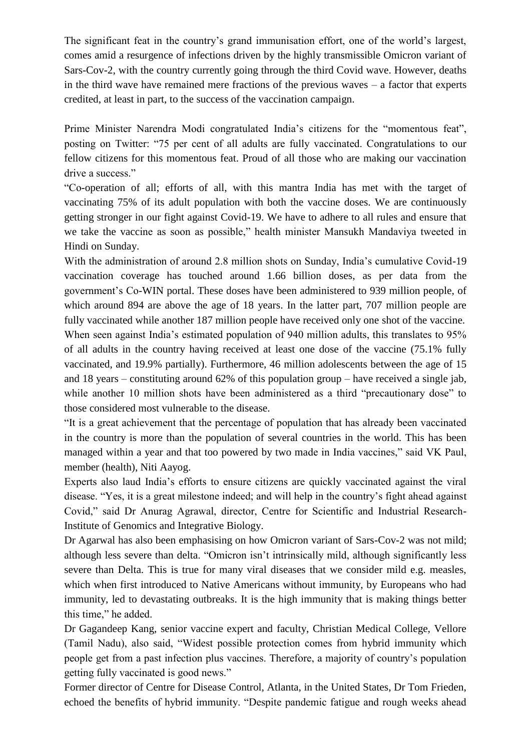The significant feat in the country's grand immunisation effort, one of the world's largest, comes amid a resurgence of infections driven by the highly transmissible Omicron variant of Sars-Cov-2, with the country currently going through the third Covid wave. However, deaths in the third wave have remained mere fractions of the previous waves – a factor that experts credited, at least in part, to the success of the vaccination campaign.

Prime Minister Narendra Modi congratulated India's citizens for the "momentous feat", posting on Twitter: "75 per cent of all adults are fully vaccinated. Congratulations to our fellow citizens for this momentous feat. Proud of all those who are making our vaccination drive a success."

"Co-operation of all; efforts of all, with this mantra India has met with the target of vaccinating 75% of its adult population with both the vaccine doses. We are continuously getting stronger in our fight against Covid-19. We have to adhere to all rules and ensure that we take the vaccine as soon as possible," health minister Mansukh Mandaviya tweeted in Hindi on Sunday.

With the administration of around 2.8 million shots on Sunday, India's cumulative Covid-19 vaccination coverage has touched around 1.66 billion doses, as per data from the government's Co-WIN portal. These doses have been administered to 939 million people, of which around 894 are above the age of 18 years. In the latter part, 707 million people are fully vaccinated while another 187 million people have received only one shot of the vaccine.

When seen against India's estimated population of 940 million adults, this translates to 95% of all adults in the country having received at least one dose of the vaccine (75.1% fully vaccinated, and 19.9% partially). Furthermore, 46 million adolescents between the age of 15 and 18 years – constituting around 62% of this population group – have received a single jab, while another 10 million shots have been administered as a third "precautionary dose" to those considered most vulnerable to the disease.

"It is a great achievement that the percentage of population that has already been vaccinated in the country is more than the population of several countries in the world. This has been managed within a year and that too powered by two made in India vaccines," said VK Paul, member (health), Niti Aayog.

Experts also laud India's efforts to ensure citizens are quickly vaccinated against the viral disease. "Yes, it is a great milestone indeed; and will help in the country's fight ahead against Covid," said Dr Anurag Agrawal, director, Centre for Scientific and Industrial Research-Institute of Genomics and Integrative Biology.

Dr Agarwal has also been emphasising on how Omicron variant of Sars-Cov-2 was not mild; although less severe than delta. "Omicron isn't intrinsically mild, although significantly less severe than Delta. This is true for many viral diseases that we consider mild e.g. measles, which when first introduced to Native Americans without immunity, by Europeans who had immunity, led to devastating outbreaks. It is the high immunity that is making things better this time," he added.

Dr Gagandeep Kang, senior vaccine expert and faculty, Christian Medical College, Vellore (Tamil Nadu), also said, "Widest possible protection comes from hybrid immunity which people get from a past infection plus vaccines. Therefore, a majority of country's population getting fully vaccinated is good news."

Former director of Centre for Disease Control, Atlanta, in the United States, Dr Tom Frieden, echoed the benefits of hybrid immunity. "Despite pandemic fatigue and rough weeks ahead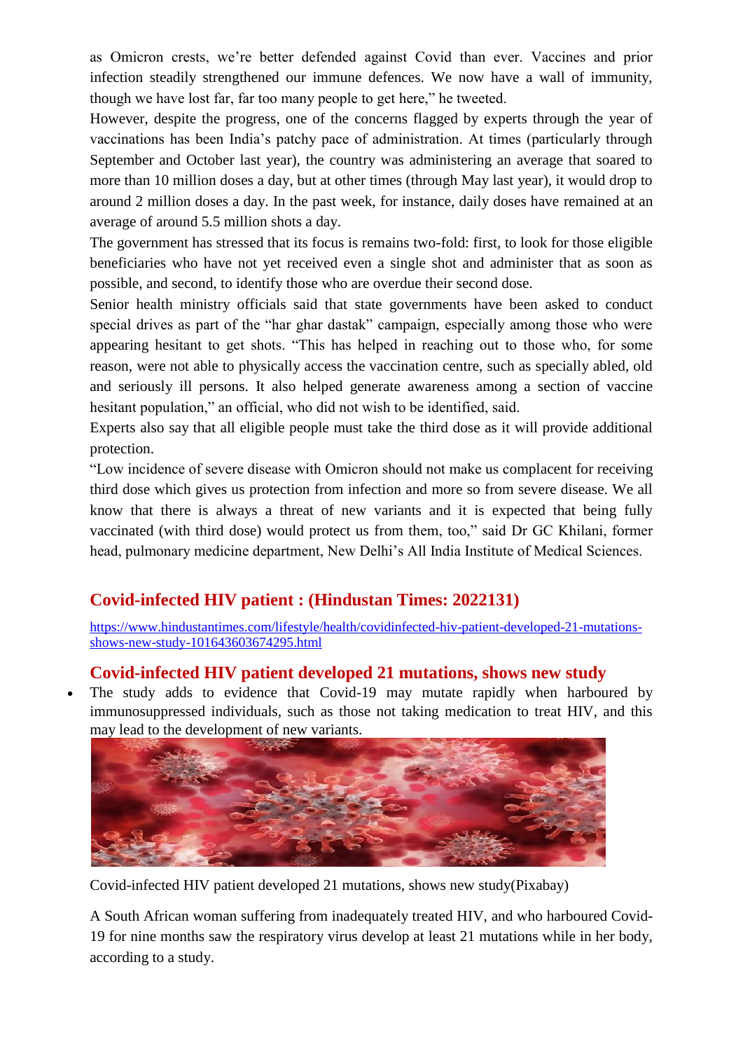as Omicron crests, we're better defended against Covid than ever. Vaccines and prior infection steadily strengthened our immune defences. We now have a wall of immunity, though we have lost far, far too many people to get here," he tweeted.

However, despite the progress, one of the concerns flagged by experts through the year of vaccinations has been India's patchy pace of administration. At times (particularly through September and October last year), the country was administering an average that soared to more than 10 million doses a day, but at other times (through May last year), it would drop to around 2 million doses a day. In the past week, for instance, daily doses have remained at an average of around 5.5 million shots a day.

The government has stressed that its focus is remains two-fold: first, to look for those eligible beneficiaries who have not yet received even a single shot and administer that as soon as possible, and second, to identify those who are overdue their second dose.

Senior health ministry officials said that state governments have been asked to conduct special drives as part of the "har ghar dastak" campaign, especially among those who were appearing hesitant to get shots. "This has helped in reaching out to those who, for some reason, were not able to physically access the vaccination centre, such as specially abled, old and seriously ill persons. It also helped generate awareness among a section of vaccine hesitant population," an official, who did not wish to be identified, said.

Experts also say that all eligible people must take the third dose as it will provide additional protection.

"Low incidence of severe disease with Omicron should not make us complacent for receiving third dose which gives us protection from infection and more so from severe disease. We all know that there is always a threat of new variants and it is expected that being fully vaccinated (with third dose) would protect us from them, too," said Dr GC Khilani, former head, pulmonary medicine department, New Delhi's All India Institute of Medical Sciences.

## Covid-infected HIV patient : (Hindustan Times: 2022131)

https://www.hindustantimes.com/lifestyle/health/covidinfected-hiv-patient-developed-21-mutations-shows-new-study-101643603674295.html

## Covid-infected HIV patient developed 21 mutations, shows new study

- The study adds to evidence that Covid-19 may mutate rapidly when harboured by immunosuppressed individuals, such as those not taking medication to treat HIV, and this may lead to the development of new variants.

Covid-infected HIV patient developed 21 mutations, shows new study(Pixabay)

A South African woman suffering from inadequately treated HIV, and who harboured Covid-19 for nine months saw the respiratory virus develop at least 21 mutations while in her body, according to a study.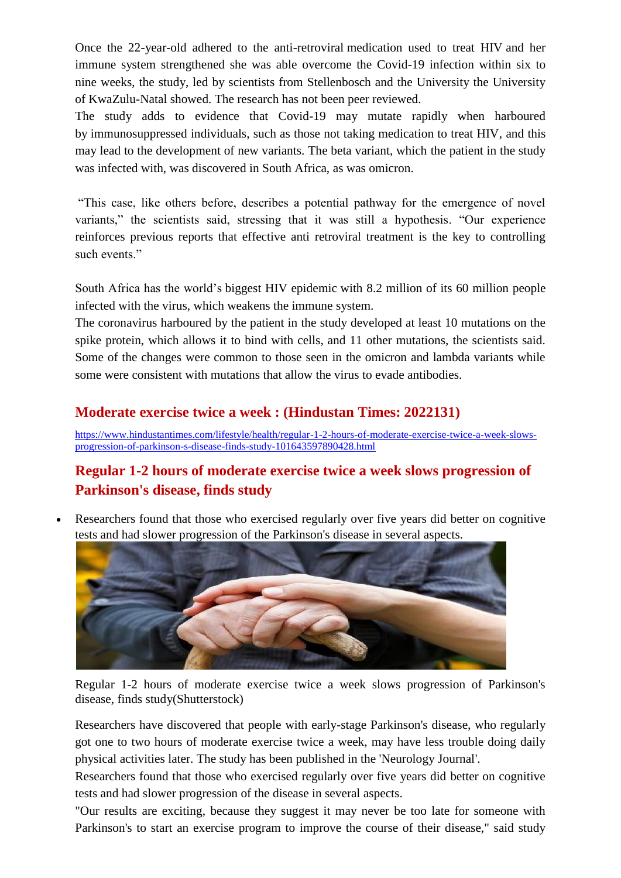Once the 22-year-old adhered to the anti-retroviral medication used to treat HIV and her immune system strengthened she was able overcome the Covid-19 infection within six to nine weeks, the study, led by scientists from Stellenbosch and the University the University of KwaZulu-Natal showed. The research has not been peer reviewed.

The study adds to evidence that Covid-19 may mutate rapidly when harboured by immunosuppressed individuals, such as those not taking medication to treat HIV, and this may lead to the development of new variants. The beta variant, which the patient in the study was infected with, was discovered in South Africa, as was omicron.

"This case, like others before, describes a potential pathway for the emergence of novel variants," the scientists said, stressing that it was still a hypothesis. "Our experience reinforces previous reports that effective anti retroviral treatment is the key to controlling such events."

South Africa has the world's biggest HIV epidemic with 8.2 million of its 60 million people infected with the virus, which weakens the immune system.

The coronavirus harboured by the patient in the study developed at least 10 mutations on the spike protein, which allows it to bind with cells, and 11 other mutations, the scientists said. Some of the changes were common to those seen in the omicron and lambda variants while some were consistent with mutations that allow the virus to evade antibodies.

## Moderate exercise twice a week : (Hindustan Times: 2022131)

https://www.hindustantimes.com/lifestyle/health/regular-1-2-hours-of-moderate-exercise-twice-a-week-slows-progression-of-parkinson-s-disease-finds-study-101643597890428.html

## Regular 1-2 hours of moderate exercise twice a week slows progression of Parkinson's disease, finds study

- Researchers found that those who exercised regularly over five years did better on cognitive tests and had slower progression of the Parkinson's disease in several aspects.

Regular 1-2 hours of moderate exercise twice a week slows progression of Parkinson's disease, finds study(Shutterstock)

Researchers have discovered that people with early-stage Parkinson's disease, who regularly got one to two hours of moderate exercise twice a week, may have less trouble doing daily physical activities later. The study has been published in the 'Neurology Journal'.

Researchers found that those who exercised regularly over five years did better on cognitive tests and had slower progression of the disease in several aspects.

"Our results are exciting, because they suggest it may never be too late for someone with Parkinson's to start an exercise program to improve the course of their disease," said study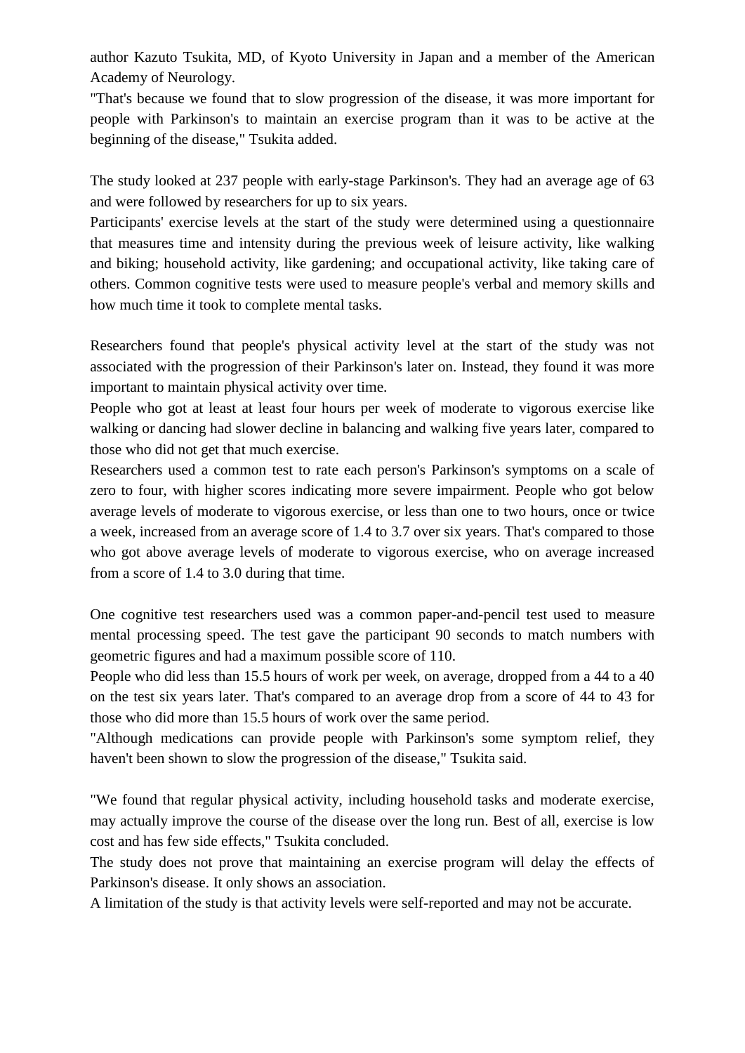author Kazuto Tsukita, MD, of Kyoto University in Japan and a member of the American Academy of Neurology.

"That's because we found that to slow progression of the disease, it was more important for people with Parkinson's to maintain an exercise program than it was to be active at the beginning of the disease," Tsukita added.

The study looked at 237 people with early-stage Parkinson's. They had an average age of 63 and were followed by researchers for up to six years.

Participants' exercise levels at the start of the study were determined using a questionnaire that measures time and intensity during the previous week of leisure activity, like walking and biking; household activity, like gardening; and occupational activity, like taking care of others. Common cognitive tests were used to measure people's verbal and memory skills and how much time it took to complete mental tasks.

Researchers found that people's physical activity level at the start of the study was not associated with the progression of their Parkinson's later on. Instead, they found it was more important to maintain physical activity over time.

People who got at least at least four hours per week of moderate to vigorous exercise like walking or dancing had slower decline in balancing and walking five years later, compared to those who did not get that much exercise.

Researchers used a common test to rate each person's Parkinson's symptoms on a scale of zero to four, with higher scores indicating more severe impairment. People who got below average levels of moderate to vigorous exercise, or less than one to two hours, once or twice a week, increased from an average score of 1.4 to 3.7 over six years. That's compared to those who got above average levels of moderate to vigorous exercise, who on average increased from a score of 1.4 to 3.0 during that time.

One cognitive test researchers used was a common paper-and-pencil test used to measure mental processing speed. The test gave the participant 90 seconds to match numbers with geometric figures and had a maximum possible score of 110.

People who did less than 15.5 hours of work per week, on average, dropped from a 44 to a 40 on the test six years later. That's compared to an average drop from a score of 44 to 43 for those who did more than 15.5 hours of work over the same period.

"Although medications can provide people with Parkinson's some symptom relief, they haven't been shown to slow the progression of the disease," Tsukita said.

"We found that regular physical activity, including household tasks and moderate exercise, may actually improve the course of the disease over the long run. Best of all, exercise is low cost and has few side effects," Tsukita concluded.

The study does not prove that maintaining an exercise program will delay the effects of Parkinson's disease. It only shows an association.

A limitation of the study is that activity levels were self-reported and may not be accurate.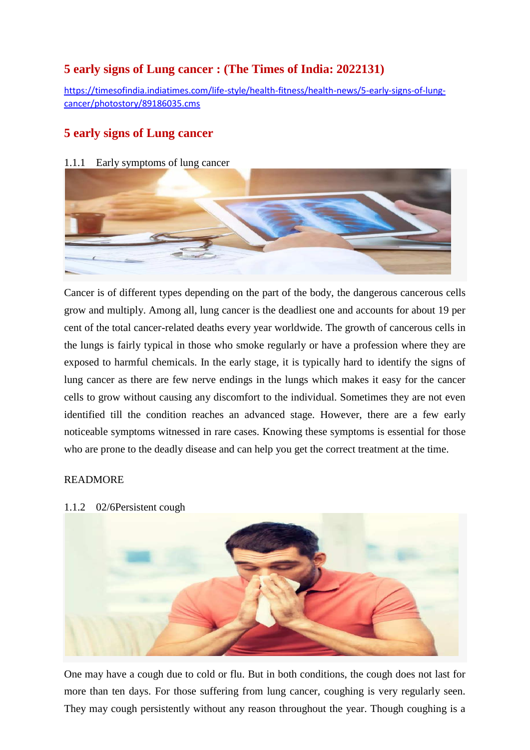## 5 early signs of Lung cancer : (The Times of India: 2022131)

https://timesofindia.indiatimes.com/life-style/health-fitness/health-news/5-early-signs-of-lung-cancer/photostory/89186035.cms

## 5 early signs of Lung cancer

### 1.1.1 Early symptoms of lung cancer

Cancer is of different types depending on the part of the body, the dangerous cancerous cells grow and multiply. Among all, lung cancer is the deadliest one and accounts for about 19 per cent of the total cancer-related deaths every year worldwide. The growth of cancerous cells in the lungs is fairly typical in those who smoke regularly or have a profession where they are exposed to harmful chemicals. In the early stage, it is typically hard to identify the signs of lung cancer as there are few nerve endings in the lungs which makes it easy for the cancer cells to grow without causing any discomfort to the individual. Sometimes they are not even identified till the condition reaches an advanced stage. However, there are a few early noticeable symptoms witnessed in rare cases. Knowing these symptoms is essential for those who are prone to the deadly disease and can help you get the correct treatment at the time.

READMORE

### 1.1.2 02/6Persistent cough

One may have a cough due to cold or flu. But in both conditions, the cough does not last for more than ten days. For those suffering from lung cancer, coughing is very regularly seen. They may cough persistently without any reason throughout the year. Though coughing is a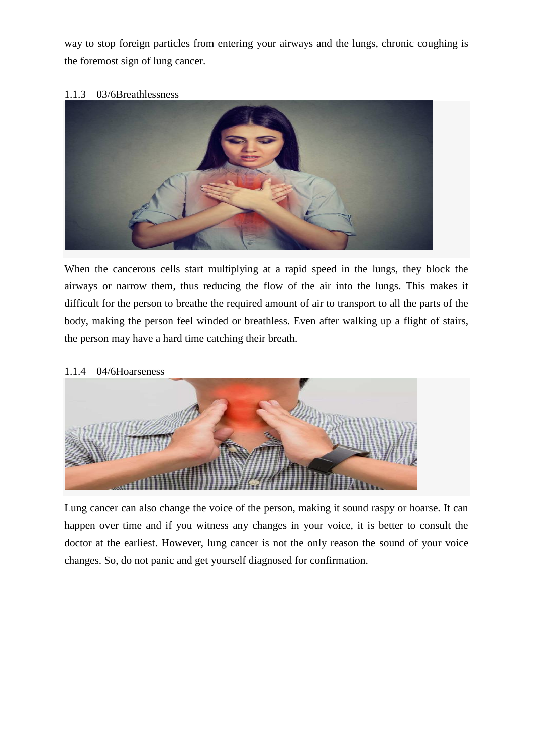way to stop foreign particles from entering your airways and the lungs, chronic coughing is the foremost sign of lung cancer.

### 1.1.3 03/6Breathlessness

When the cancerous cells start multiplying at a rapid speed in the lungs, they block the airways or narrow them, thus reducing the flow of the air into the lungs. This makes it difficult for the person to breathe the required amount of air to transport to all the parts of the body, making the person feel winded or breathless. Even after walking up a flight of stairs, the person may have a hard time catching their breath.

### 1.1.4 04/6Hoarseness

Lung cancer can also change the voice of the person, making it sound raspy or hoarse. It can happen over time and if you witness any changes in your voice, it is better to consult the doctor at the earliest. However, lung cancer is not the only reason the sound of your voice changes. So, do not panic and get yourself diagnosed for confirmation.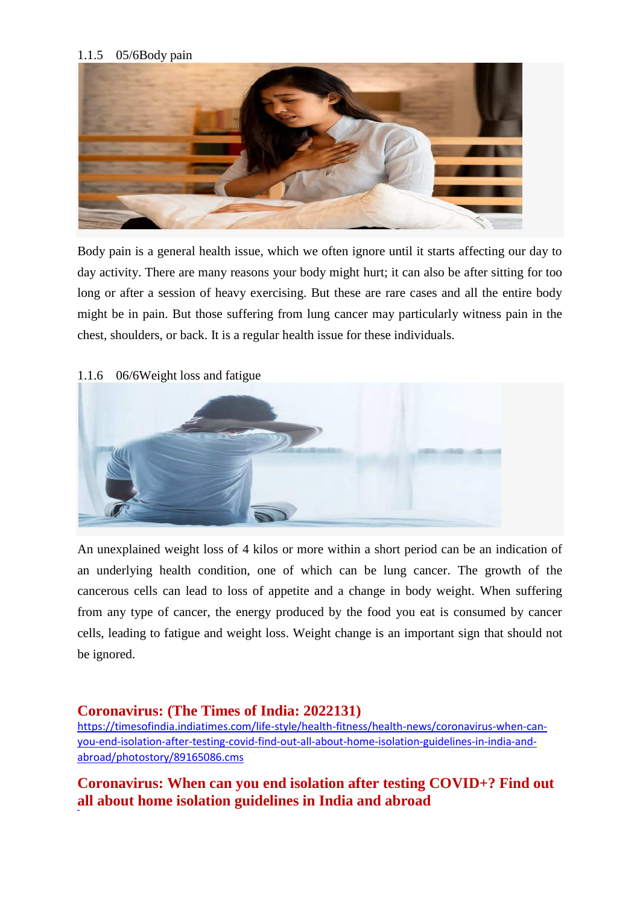### 1.1.5 05/6Body pain

Body pain is a general health issue, which we often ignore until it starts affecting our day to day activity. There are many reasons your body might hurt; it can also be after sitting for too long or after a session of heavy exercising. But these are rare cases and all the entire body might be in pain. But those suffering from lung cancer may particularly witness pain in the chest, shoulders, or back. It is a regular health issue for these individuals.

### 1.1.6 06/6Weight loss and fatigue

An unexplained weight loss of 4 kilos or more within a short period can be an indication of an underlying health condition, one of which can be lung cancer. The growth of the cancerous cells can lead to loss of appetite and a change in body weight. When suffering from any type of cancer, the energy produced by the food you eat is consumed by cancer cells, leading to fatigue and weight loss. Weight change is an important sign that should not be ignored.

## Coronavirus: (The Times of India: 2022131)

https://timesofindia.indiatimes.com/life-style/health-fitness/health-news/coronavirus-when-can-you-end-isolation-after-testing-covid-find-out-all-about-home-isolation-guidelines-in-india-and-abroad/photostory/89165086.cms

## Coronavirus: When can you end isolation after testing COVID+? Find out all about home isolation guidelines in India and abroad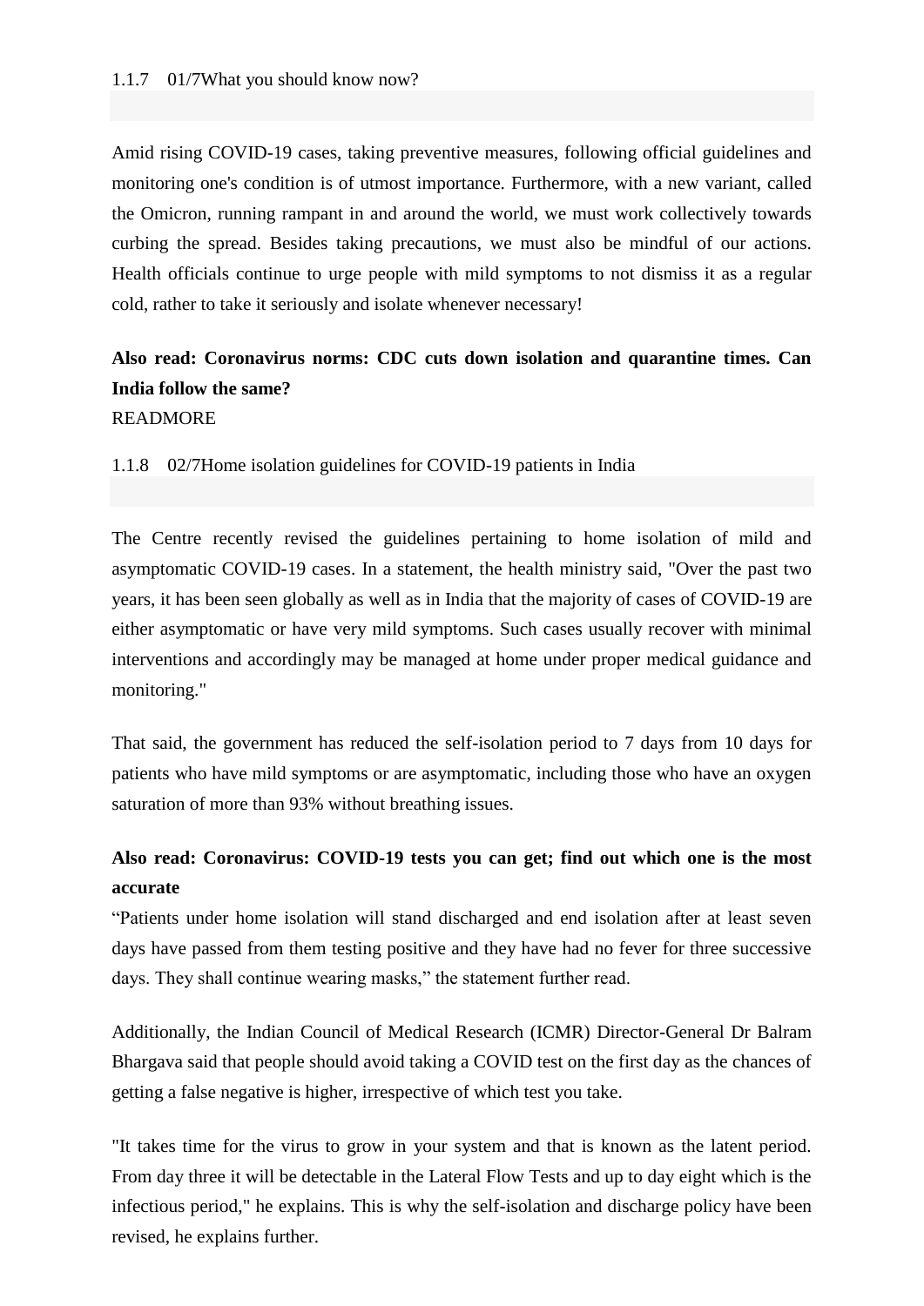#### 1.1.7 01/7What you should know now?

Amid rising COVID-19 cases, taking preventive measures, following official guidelines and monitoring one's condition is of utmost importance. Furthermore, with a new variant, called the Omicron, running rampant in and around the world, we must work collectively towards curbing the spread. Besides taking precautions, we must also be mindful of our actions. Health officials continue to urge people with mild symptoms to not dismiss it as a regular cold, rather to take it seriously and isolate whenever necessary!

**Also read: Coronavirus norms: CDC cuts down isolation and quarantine times. Can India follow the same?**
READMORE

#### 1.1.8 02/7Home isolation guidelines for COVID-19 patients in India

The Centre recently revised the guidelines pertaining to home isolation of mild and asymptomatic COVID-19 cases. In a statement, the health ministry said, "Over the past two years, it has been seen globally as well as in India that the majority of cases of COVID-19 are either asymptomatic or have very mild symptoms. Such cases usually recover with minimal interventions and accordingly may be managed at home under proper medical guidance and monitoring."

That said, the government has reduced the self-isolation period to 7 days from 10 days for patients who have mild symptoms or are asymptomatic, including those who have an oxygen saturation of more than 93% without breathing issues.

**Also read: Coronavirus: COVID-19 tests you can get; find out which one is the most accurate**
"Patients under home isolation will stand discharged and end isolation after at least seven days have passed from them testing positive and they have had no fever for three successive days. They shall continue wearing masks," the statement further read.

Additionally, the Indian Council of Medical Research (ICMR) Director-General Dr Balram Bhargava said that people should avoid taking a COVID test on the first day as the chances of getting a false negative is higher, irrespective of which test you take.

"It takes time for the virus to grow in your system and that is known as the latent period. From day three it will be detectable in the Lateral Flow Tests and up to day eight which is the infectious period," he explains. This is why the self-isolation and discharge policy have been revised, he explains further.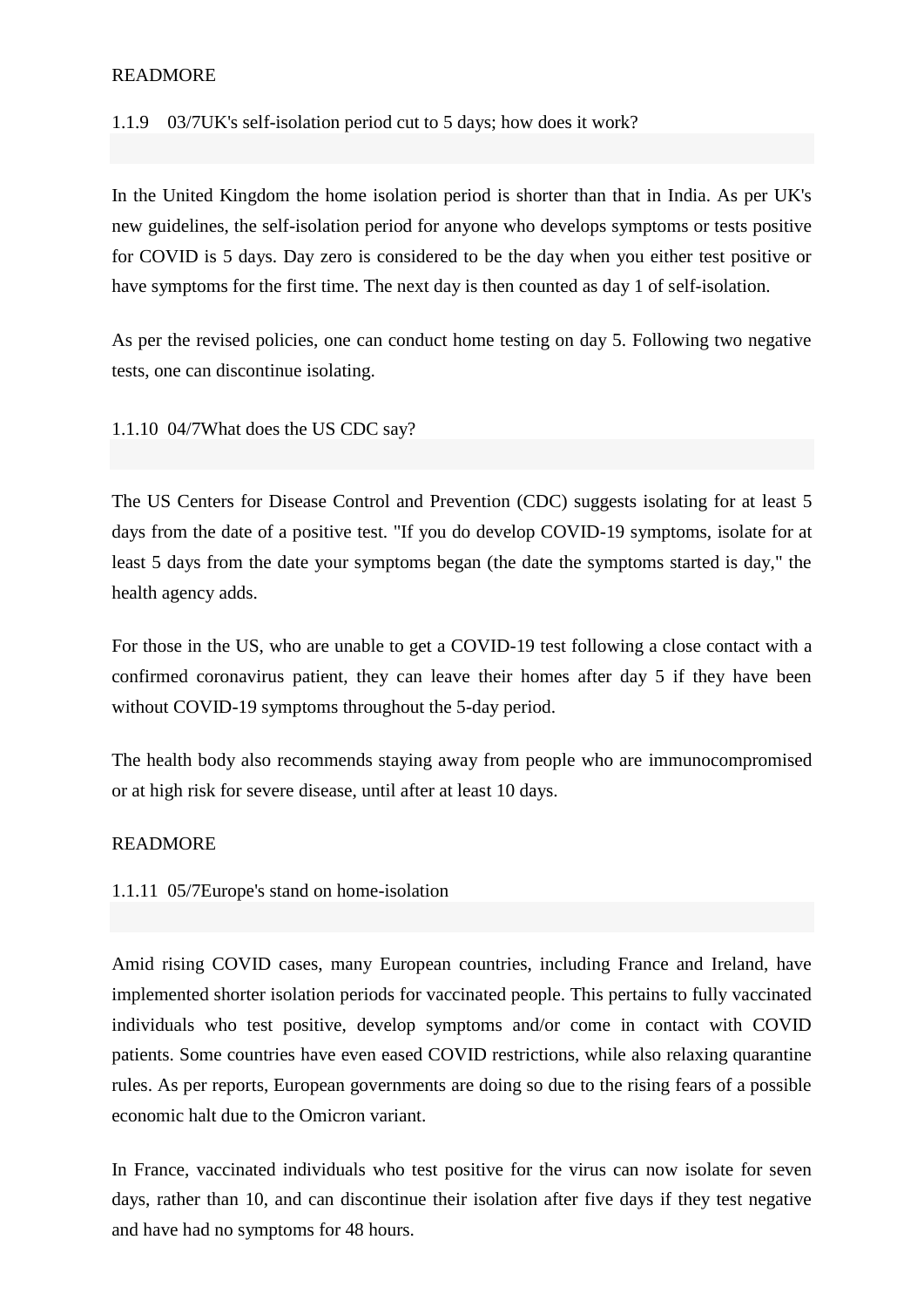READMORE

#### 1.1.9 03/7UK's self-isolation period cut to 5 days; how does it work?

In the United Kingdom the home isolation period is shorter than that in India. As per UK's new guidelines, the self-isolation period for anyone who develops symptoms or tests positive for COVID is 5 days. Day zero is considered to be the day when you either test positive or have symptoms for the first time. The next day is then counted as day 1 of self-isolation.

As per the revised policies, one can conduct home testing on day 5. Following two negative tests, one can discontinue isolating.

#### 1.1.10 04/7What does the US CDC say?

The US Centers for Disease Control and Prevention (CDC) suggests isolating for at least 5 days from the date of a positive test. "If you do develop COVID-19 symptoms, isolate for at least 5 days from the date your symptoms began (the date the symptoms started is day," the health agency adds.

For those in the US, who are unable to get a COVID-19 test following a close contact with a confirmed coronavirus patient, they can leave their homes after day 5 if they have been without COVID-19 symptoms throughout the 5-day period.

The health body also recommends staying away from people who are immunocompromised or at high risk for severe disease, until after at least 10 days.

READMORE

#### 1.1.11 05/7Europe's stand on home-isolation

Amid rising COVID cases, many European countries, including France and Ireland, have implemented shorter isolation periods for vaccinated people. This pertains to fully vaccinated individuals who test positive, develop symptoms and/or come in contact with COVID patients. Some countries have even eased COVID restrictions, while also relaxing quarantine rules. As per reports, European governments are doing so due to the rising fears of a possible economic halt due to the Omicron variant.

In France, vaccinated individuals who test positive for the virus can now isolate for seven days, rather than 10, and can discontinue their isolation after five days if they test negative and have had no symptoms for 48 hours.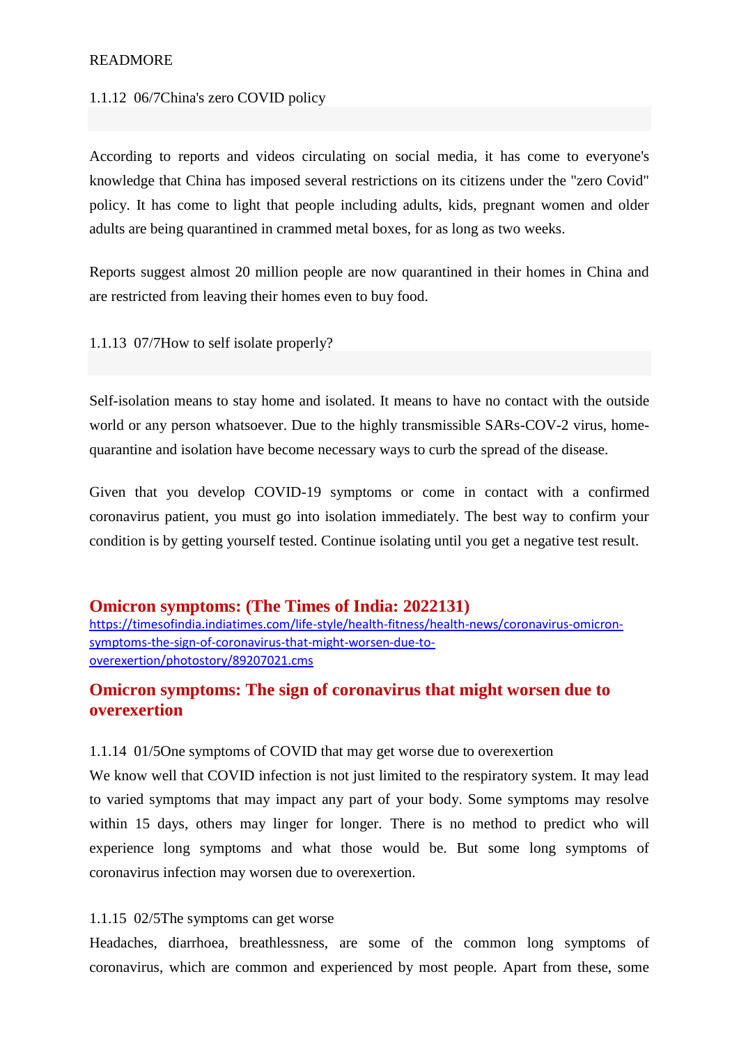READMORE

### 1.1.12 06/7China's zero COVID policy

According to reports and videos circulating on social media, it has come to everyone's knowledge that China has imposed several restrictions on its citizens under the "zero Covid" policy. It has come to light that people including adults, kids, pregnant women and older adults are being quarantined in crammed metal boxes, for as long as two weeks.

Reports suggest almost 20 million people are now quarantined in their homes in China and are restricted from leaving their homes even to buy food.

### 1.1.13 07/7How to self isolate properly?

Self-isolation means to stay home and isolated. It means to have no contact with the outside world or any person whatsoever. Due to the highly transmissible SARs-COV-2 virus, home-quarantine and isolation have become necessary ways to curb the spread of the disease.

Given that you develop COVID-19 symptoms or come in contact with a confirmed coronavirus patient, you must go into isolation immediately. The best way to confirm your condition is by getting yourself tested. Continue isolating until you get a negative test result.

## Omicron symptoms: (The Times of India: 2022131)

https://timesofindia.indiatimes.com/life-style/health-fitness/health-news/coronavirus-omicron-symptoms-the-sign-of-coronavirus-that-might-worsen-due-to-overexertion/photostory/89207021.cms

## Omicron symptoms: The sign of coronavirus that might worsen due to overexertion

### 1.1.14 01/5One symptoms of COVID that may get worse due to overexertion

We know well that COVID infection is not just limited to the respiratory system. It may lead to varied symptoms that may impact any part of your body. Some symptoms may resolve within 15 days, others may linger for longer. There is no method to predict who will experience long symptoms and what those would be. But some long symptoms of coronavirus infection may worsen due to overexertion.

### 1.1.15 02/5The symptoms can get worse

Headaches, diarrhoea, breathlessness, are some of the common long symptoms of coronavirus, which are common and experienced by most people. Apart from these, some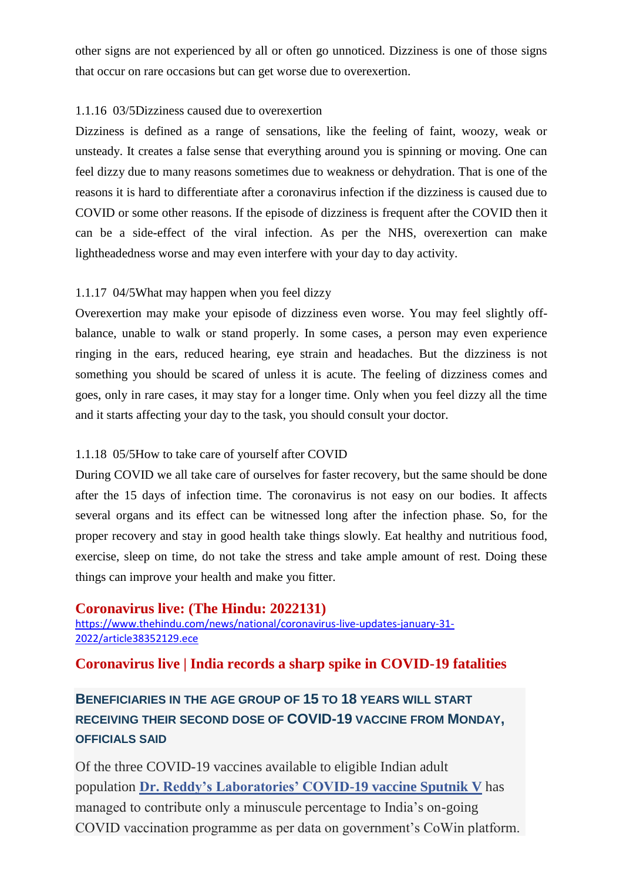other signs are not experienced by all or often go unnoticed. Dizziness is one of those signs that occur on rare occasions but can get worse due to overexertion.

### 1.1.16 03/5Dizziness caused due to overexertion

Dizziness is defined as a range of sensations, like the feeling of faint, woozy, weak or unsteady. It creates a false sense that everything around you is spinning or moving. One can feel dizzy due to many reasons sometimes due to weakness or dehydration. That is one of the reasons it is hard to differentiate after a coronavirus infection if the dizziness is caused due to COVID or some other reasons. If the episode of dizziness is frequent after the COVID then it can be a side-effect of the viral infection. As per the NHS, overexertion can make lightheadedness worse and may even interfere with your day to day activity.

### 1.1.17 04/5What may happen when you feel dizzy

Overexertion may make your episode of dizziness even worse. You may feel slightly off-balance, unable to walk or stand properly. In some cases, a person may even experience ringing in the ears, reduced hearing, eye strain and headaches. But the dizziness is not something you should be scared of unless it is acute. The feeling of dizziness comes and goes, only in rare cases, it may stay for a longer time. Only when you feel dizzy all the time and it starts affecting your day to the task, you should consult your doctor.

### 1.1.18 05/5How to take care of yourself after COVID

During COVID we all take care of ourselves for faster recovery, but the same should be done after the 15 days of infection time. The coronavirus is not easy on our bodies. It affects several organs and its effect can be witnessed long after the infection phase. So, for the proper recovery and stay in good health take things slowly. Eat healthy and nutritious food, exercise, sleep on time, do not take the stress and take ample amount of rest. Doing these things can improve your health and make you fitter.

**Coronavirus live: (The Hindu: 2022131)**

https://www.thehindu.com/news/national/coronavirus-live-updates-january-31-2022/article38352129.ece

## Coronavirus live | India records a sharp spike in COVID-19 fatalities

### BENEFICIARIES IN THE AGE GROUP OF 15 TO 18 YEARS WILL START RECEIVING THEIR SECOND DOSE OF COVID-19 VACCINE FROM MONDAY, OFFICIALS SAID

Of the three COVID-19 vaccines available to eligible Indian adult population **Dr. Reddy's Laboratories' COVID-19 vaccine Sputnik V** has managed to contribute only a minuscule percentage to India's on-going COVID vaccination programme as per data on government's CoWin platform.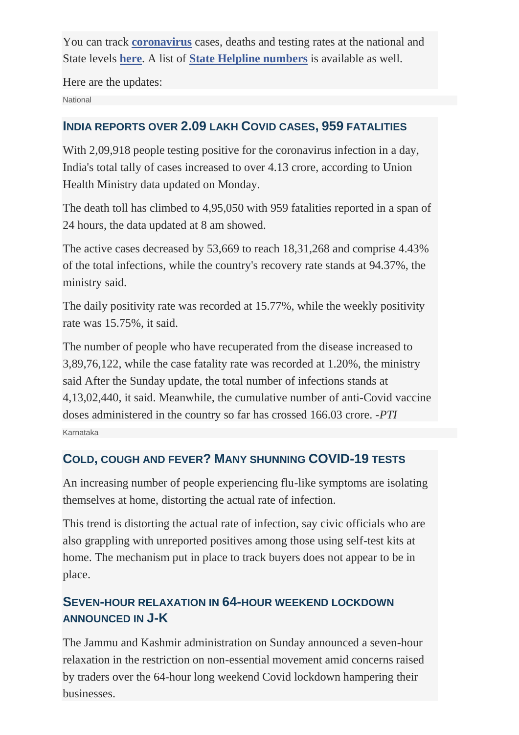You can track **coronavirus** cases, deaths and testing rates at the national and State levels **here**. A list of **State Helpline numbers** is available as well.

Here are the updates:

National

### India reports over 2.09 lakh Covid cases, 959 fatalities

With 2,09,918 people testing positive for the coronavirus infection in a day, India's total tally of cases increased to over 4.13 crore, according to Union Health Ministry data updated on Monday.

The death toll has climbed to 4,95,050 with 959 fatalities reported in a span of 24 hours, the data updated at 8 am showed.

The active cases decreased by 53,669 to reach 18,31,268 and comprise 4.43% of the total infections, while the country's recovery rate stands at 94.37%, the ministry said.

The daily positivity rate was recorded at 15.77%, while the weekly positivity rate was 15.75%, it said.

The number of people who have recuperated from the disease increased to 3,89,76,122, while the case fatality rate was recorded at 1.20%, the ministry said After the Sunday update, the total number of infections stands at 4,13,02,440, it said. Meanwhile, the cumulative number of anti-Covid vaccine doses administered in the country so far has crossed 166.03 crore. *-PTI*

Karnataka

### Cold, cough and fever? Many shunning COVID-19 tests

An increasing number of people experiencing flu-like symptoms are isolating themselves at home, distorting the actual rate of infection.

This trend is distorting the actual rate of infection, say civic officials who are also grappling with unreported positives among those using self-test kits at home. The mechanism put in place to track buyers does not appear to be in place.

### Seven-hour relaxation in 64-hour weekend lockdown announced in J-K

The Jammu and Kashmir administration on Sunday announced a seven-hour relaxation in the restriction on non-essential movement amid concerns raised by traders over the 64-hour long weekend Covid lockdown hampering their businesses.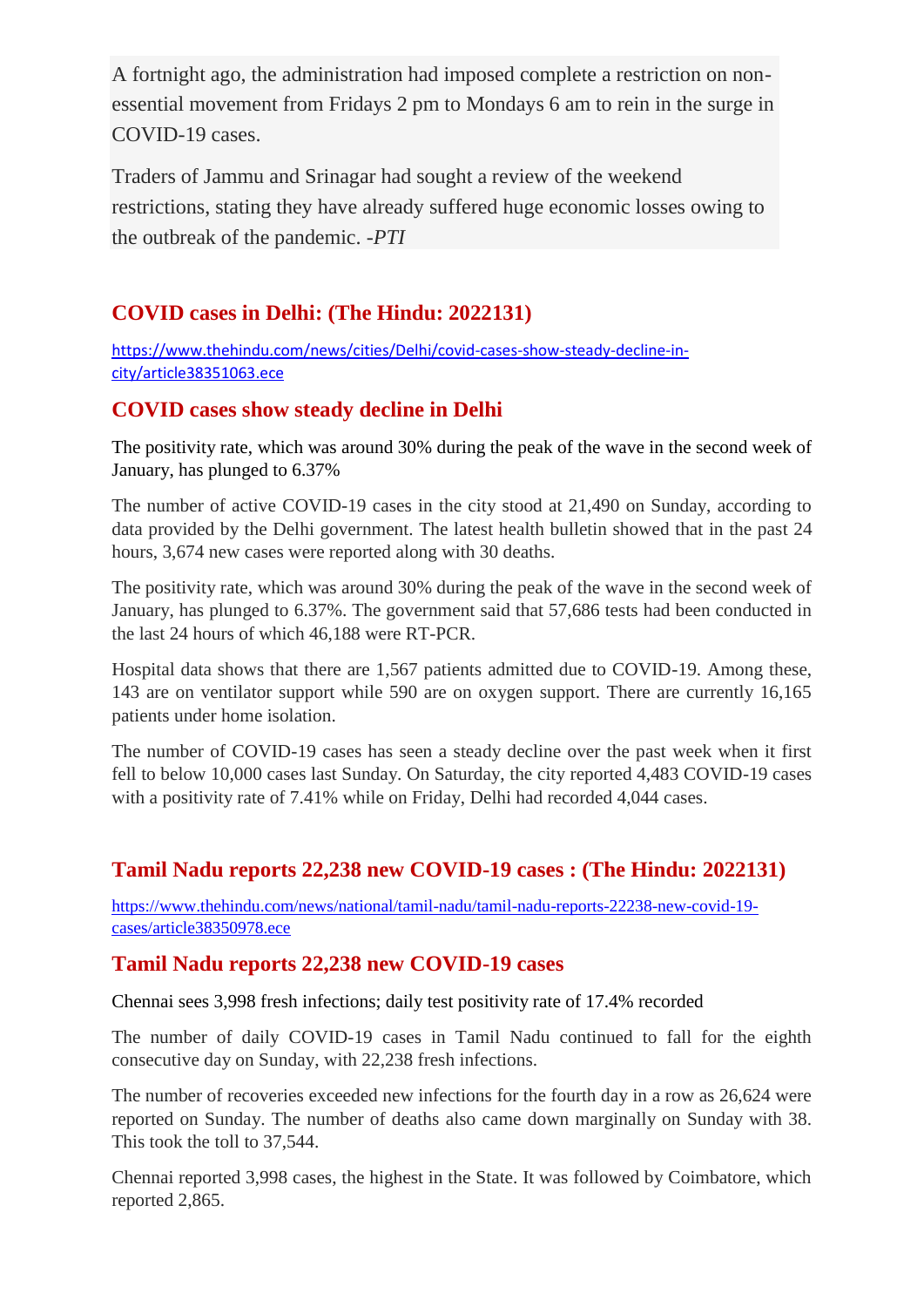A fortnight ago, the administration had imposed complete a restriction on non-essential movement from Fridays 2 pm to Mondays 6 am to rein in the surge in COVID-19 cases.

Traders of Jammu and Srinagar had sought a review of the weekend restrictions, stating they have already suffered huge economic losses owing to the outbreak of the pandemic. *-PTI*

## COVID cases in Delhi: (The Hindu: 2022131)

https://www.thehindu.com/news/cities/Delhi/covid-cases-show-steady-decline-in-city/article38351063.ece

## COVID cases show steady decline in Delhi

The positivity rate, which was around 30% during the peak of the wave in the second week of January, has plunged to 6.37%

The number of active COVID-19 cases in the city stood at 21,490 on Sunday, according to data provided by the Delhi government. The latest health bulletin showed that in the past 24 hours, 3,674 new cases were reported along with 30 deaths.

The positivity rate, which was around 30% during the peak of the wave in the second week of January, has plunged to 6.37%. The government said that 57,686 tests had been conducted in the last 24 hours of which 46,188 were RT-PCR.

Hospital data shows that there are 1,567 patients admitted due to COVID-19. Among these, 143 are on ventilator support while 590 are on oxygen support. There are currently 16,165 patients under home isolation.

The number of COVID-19 cases has seen a steady decline over the past week when it first fell to below 10,000 cases last Sunday. On Saturday, the city reported 4,483 COVID-19 cases with a positivity rate of 7.41% while on Friday, Delhi had recorded 4,044 cases.

## Tamil Nadu reports 22,238 new COVID-19 cases : (The Hindu: 2022131)

https://www.thehindu.com/news/national/tamil-nadu/tamil-nadu-reports-22238-new-covid-19-cases/article38350978.ece

## Tamil Nadu reports 22,238 new COVID-19 cases

Chennai sees 3,998 fresh infections; daily test positivity rate of 17.4% recorded

The number of daily COVID-19 cases in Tamil Nadu continued to fall for the eighth consecutive day on Sunday, with 22,238 fresh infections.

The number of recoveries exceeded new infections for the fourth day in a row as 26,624 were reported on Sunday. The number of deaths also came down marginally on Sunday with 38. This took the toll to 37,544.

Chennai reported 3,998 cases, the highest in the State. It was followed by Coimbatore, which reported 2,865.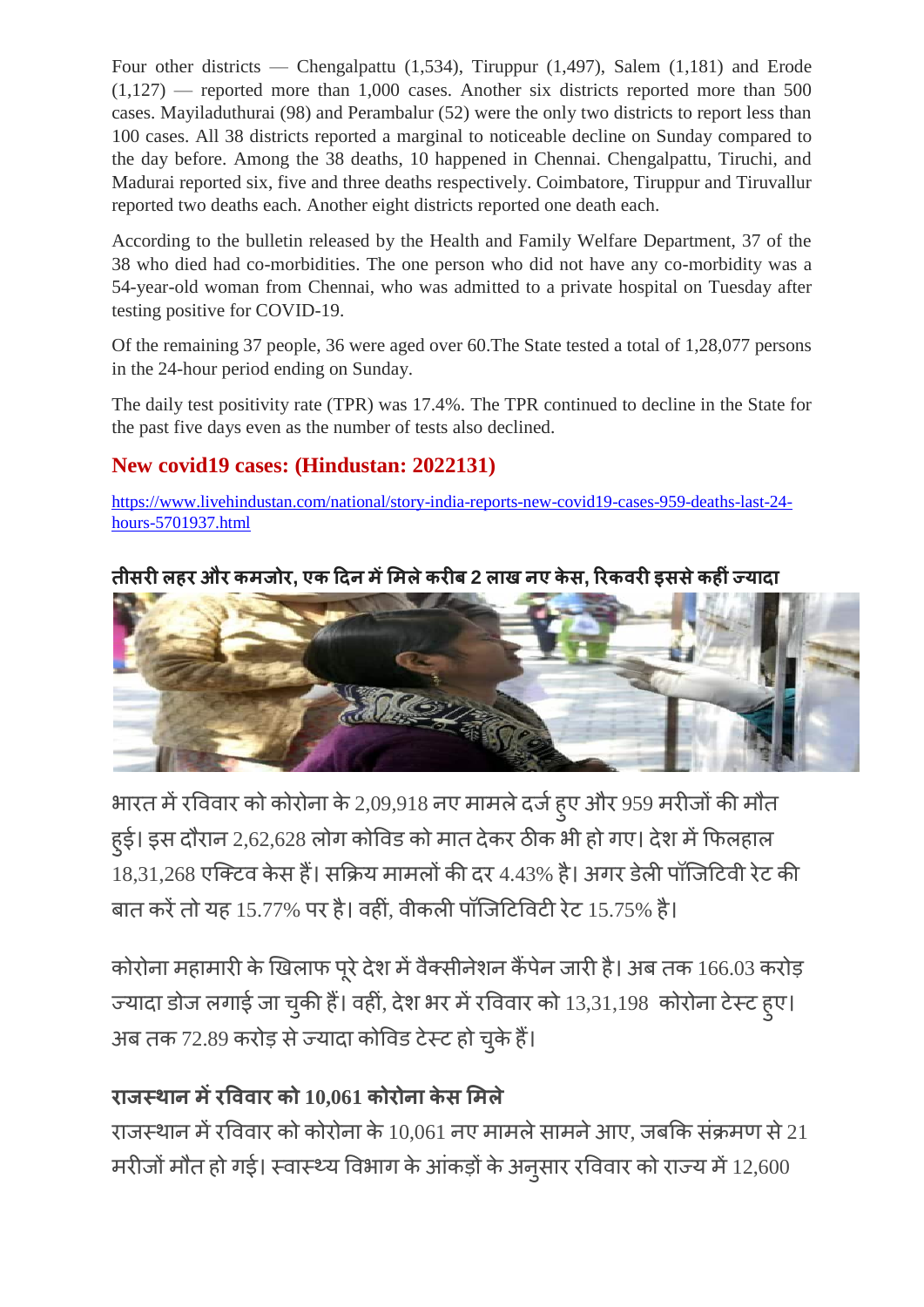Four other districts — Chengalpattu (1,534), Tiruppur (1,497), Salem (1,181) and Erode (1,127) — reported more than 1,000 cases. Another six districts reported more than 500 cases. Mayiladuthurai (98) and Perambalur (52) were the only two districts to report less than 100 cases. All 38 districts reported a marginal to noticeable decline on Sunday compared to the day before. Among the 38 deaths, 10 happened in Chennai. Chengalpattu, Tiruchi, and Madurai reported six, five and three deaths respectively. Coimbatore, Tiruppur and Tiruvallur reported two deaths each. Another eight districts reported one death each.

According to the bulletin released by the Health and Family Welfare Department, 37 of the 38 who died had co-morbidities. The one person who did not have any co-morbidity was a 54-year-old woman from Chennai, who was admitted to a private hospital on Tuesday after testing positive for COVID-19.

Of the remaining 37 people, 36 were aged over 60.The State tested a total of 1,28,077 persons in the 24-hour period ending on Sunday.

The daily test positivity rate (TPR) was 17.4%. The TPR continued to decline in the State for the past five days even as the number of tests also declined.

## New covid19 cases: (Hindustan: 2022131)

https://www.livehindustan.com/national/story-india-reports-new-covid19-cases-959-deaths-last-24-hours-5701937.html

### तीसरी लहर और कमजोर, एक दिन में मिले करीब 2 लाख नए केस, रिकवरी इससे कहीं ज्यादा

भारत में रविवार को कोरोना के 2,09,918 नए मामले दर्ज हुए और 959 मरीजों की मौत हुई। इस दौरान 2,62,628 लोग कोविड को मात देकर ठीक भी हो गए। देश में फिलहाल 18,31,268 एक्टिव केस हैं। सक्रिय मामलों की दर 4.43% है। अगर डेली पॉजिटिवी रेट की बात करें तो यह 15.77% पर है। वहीं, वीकली पॉजिटिविटी रेट 15.75% है।

कोरोना महामारी के खिलाफ पूरे देश में वैक्सीनेशन कैंपेन जारी है। अब तक 166.03 करोड़ ज्यादा डोज लगाई जा चुकी हैं। वहीं, देश भर में रविवार को 13,31,198 कोरोना टेस्ट हुए। अब तक 72.89 करोड़ से ज्यादा कोविड टेस्ट हो चुके हैं।

### राजस्थान में रविवार को 10,061 कोरोना केस मिले

राजस्थान में रविवार को कोरोना के 10,061 नए मामले सामने आए, जबकि संक्रमण से 21 मरीजों मौत हो गई। स्वास्थ्य विभाग के आंकड़ों के अनुसार रविवार को राज्य में 12,600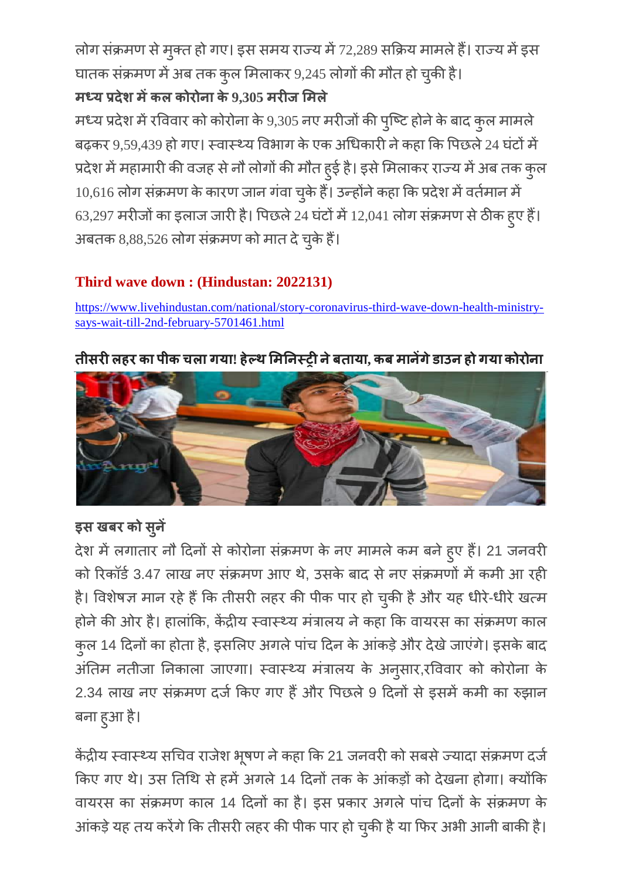लोग संक्रमण से मुक्त हो गए। इस समय राज्य में 72,289 सक्रिय मामले हैं। राज्य में इस घातक संक्रमण में अब तक कुल मिलाकर 9,245 लोगों की मौत हो चुकी है।

**मध्य प्रदेश में कल कोरोना के 9,305 मरीज मिले**

मध्य प्रदेश में रविवार को कोरोना के 9,305 नए मरीजों की पुष्टि होने के बाद कुल मामले बढ़कर 9,59,439 हो गए। स्वास्थ्य विभाग के एक अधिकारी ने कहा कि पिछले 24 घंटों में प्रदेश में महामारी की वजह से नौ लोगों की मौत हुई है। इसे मिलाकर राज्य में अब तक कुल 10,616 लोग संक्रमण के कारण जान गंवा चुके हैं। उन्होंने कहा कि प्रदेश में वर्तमान में 63,297 मरीजों का इलाज जारी है। पिछले 24 घंटों में 12,041 लोग संक्रमण से ठीक हुए हैं। अबतक 8,88,526 लोग संक्रमण को मात दे चुके हैं।

## Third wave down : (Hindustan: 2022131)

https://www.livehindustan.com/national/story-coronavirus-third-wave-down-health-ministry-says-wait-till-2nd-february-5701461.html

**तीसरी लहर का पीक चला गया! हेल्थ मिनिस्ट्री ने बताया, कब मानेंगे डाउन हो गया कोरोना**

**इस खबर को सुनें**

देश में लगातार नौ दिनों से कोरोना संक्रमण के नए मामले कम बने हुए हैं। 21 जनवरी को रिकॉर्ड 3.47 लाख नए संक्रमण आए थे, उसके बाद से नए संक्रमणों में कमी आ रही है। विशेषज्ञ मान रहे हैं कि तीसरी लहर की पीक पार हो चुकी है और यह धीरे-धीरे खत्म होने की ओर है। हालांकि, केंद्रीय स्वास्थ्य मंत्रालय ने कहा कि वायरस का संक्रमण काल कुल 14 दिनों का होता है, इसलिए अगले पांच दिन के आंकड़े और देखे जाएंगे। इसके बाद अंतिम नतीजा निकाला जाएगा। स्वास्थ्य मंत्रालय के अनुसार,रविवार को कोरोना के 2.34 लाख नए संक्रमण दर्ज किए गए हैं और पिछले 9 दिनों से इसमें कमी का रुझान बना हुआ है।

केंद्रीय स्वास्थ्य सचिव राजेश भूषण ने कहा कि 21 जनवरी को सबसे ज्यादा संक्रमण दर्ज किए गए थे। उस तिथि से हमें अगले 14 दिनों तक के आंकड़ों को देखना होगा। क्योंकि वायरस का संक्रमण काल 14 दिनों का है। इस प्रकार अगले पांच दिनों के संक्रमण के आंकड़े यह तय करेंगे कि तीसरी लहर की पीक पार हो चुकी है या फिर अभी आनी बाकी है।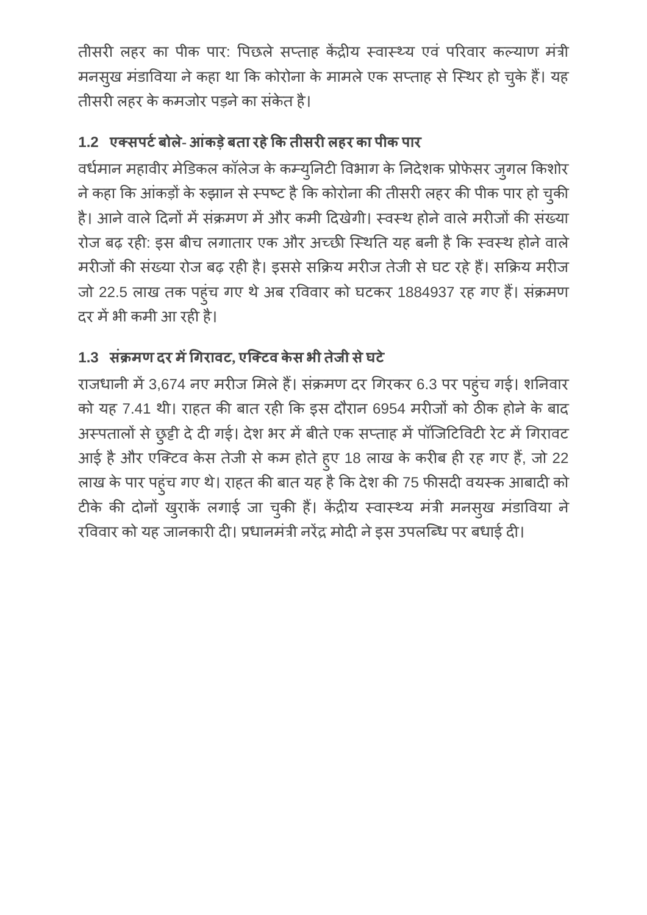तीसरी लहर का पीक पार: पिछले सप्ताह केंद्रीय स्वास्थ्य एवं परिवार कल्याण मंत्री मनसुख मंडाविया ने कहा था कि कोरोना के मामले एक सप्ताह से स्थिर हो चुके हैं। यह तीसरी लहर के कमजोर पड़ने का संकेत है।

### 1.2 एक्सपर्ट बोले- आंकड़े बता रहे कि तीसरी लहर का पीक पार

वर्धमान महावीर मेडिकल कॉलेज के कम्युनिटी विभाग के निदेशक प्रोफेसर जुगल किशोर ने कहा कि आंकड़ों के रुझान से स्पष्ट है कि कोरोना की तीसरी लहर की पीक पार हो चुकी है। आने वाले दिनों में संक्रमण में और कमी दिखेगी। स्वस्थ होने वाले मरीजों की संख्या रोज बढ़ रही: इस बीच लगातार एक और अच्छी स्थिति यह बनी है कि स्वस्थ होने वाले मरीजों की संख्या रोज बढ़ रही है। इससे सक्रिय मरीज तेजी से घट रहे हैं। सक्रिय मरीज जो 22.5 लाख तक पहुंच गए थे अब रविवार को घटकर 1884937 रह गए हैं। संक्रमण दर में भी कमी आ रही है।

### 1.3 संक्रमण दर में गिरावट, एक्टिव केस भी तेजी से घटे

राजधानी में 3,674 नए मरीज मिले हैं। संक्रमण दर गिरकर 6.3 पर पहुंच गई। शनिवार को यह 7.41 थी। राहत की बात रही कि इस दौरान 6954 मरीजों को ठीक होने के बाद अस्पतालों से छुट्टी दे दी गई। देश भर में बीते एक सप्ताह में पॉजिटिविटी रेट में गिरावट आई है और एक्टिव केस तेजी से कम होते हुए 18 लाख के करीब ही रह गए हैं, जो 22 लाख के पार पहुंच गए थे। राहत की बात यह है कि देश की 75 फीसदी वयस्क आबादी को टीके की दोनों खुराकें लगाई जा चुकी हैं। केंद्रीय स्वास्थ्य मंत्री मनसुख मंडाविया ने रविवार को यह जानकारी दी। प्रधानमंत्री नरेंद्र मोदी ने इस उपलब्धि पर बधाई दी।